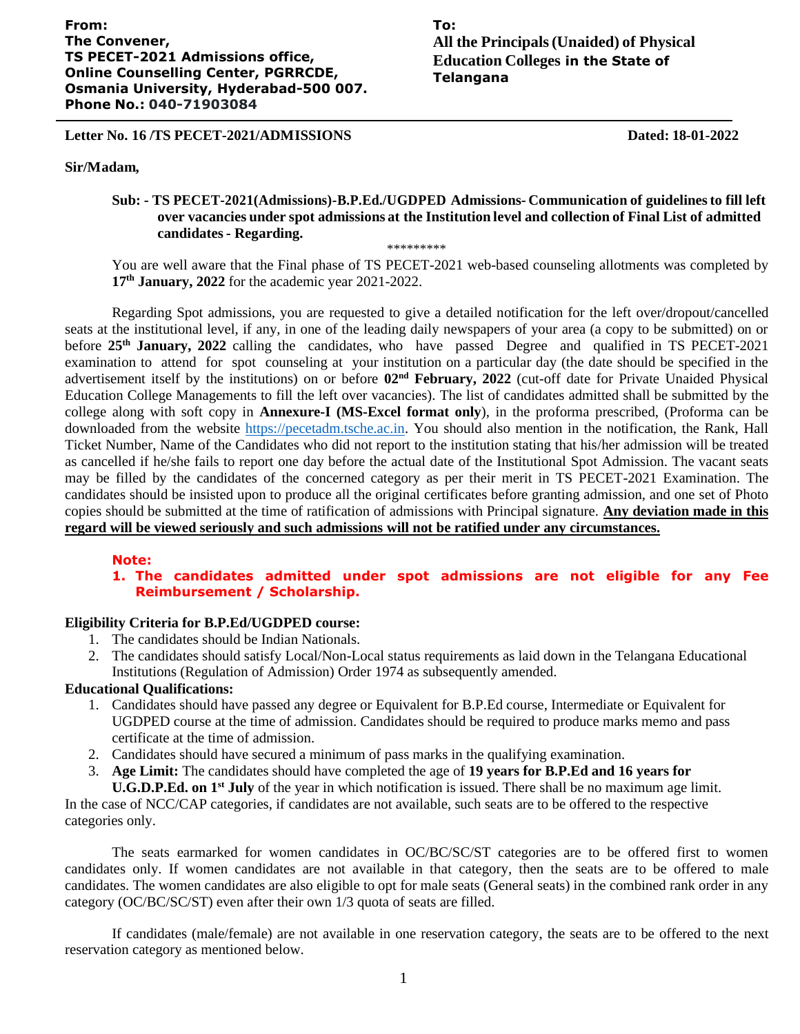**From:**
**The Convener,**
**TS PECET-2021 Admissions office,**
**Online Counselling Center, PGRRCDE,**
**Osmania University, Hyderabad-500 007.**
**Phone No.: 040-71903084**

**To:**
**All the Principals (Unaided) of Physical Education Colleges in the State of Telangana**

---

**Letter No. 16 /TS PECET-2021/ADMISSIONS** **Dated: 18-01-2022**

**Sir/Madam,**

**Sub: - TS PECET-2021(Admissions)-B.P.Ed./UGDPED Admissions- Communication of guidelines to fill left over vacancies under spot admissions at the Institution level and collection of Final List of admitted candidates - Regarding.**

\*\*\*\*\*\*\*\*\*

You are well aware that the Final phase of TS PECET-2021 web-based counseling allotments was completed by **17th January, 2022** for the academic year 2021-2022.

Regarding Spot admissions, you are requested to give a detailed notification for the left over/dropout/cancelled seats at the institutional level, if any, in one of the leading daily newspapers of your area (a copy to be submitted) on or before **25th January, 2022** calling the candidates, who have passed Degree and qualified in TS PECET-2021 examination to attend for spot counseling at your institution on a particular day (the date should be specified in the advertisement itself by the institutions) on or before **02nd February, 2022** (cut-off date for Private Unaided Physical Education College Managements to fill the left over vacancies). The list of candidates admitted shall be submitted by the college along with soft copy in **Annexure-I (MS-Excel format only**), in the proforma prescribed, (Proforma can be downloaded from the website https://pecetadm.tsche.ac.in. You should also mention in the notification, the Rank, Hall Ticket Number, Name of the Candidates who did not report to the institution stating that his/her admission will be treated as cancelled if he/she fails to report one day before the actual date of the Institutional Spot Admission. The vacant seats may be filled by the candidates of the concerned category as per their merit in TS PECET-2021 Examination. The candidates should be insisted upon to produce all the original certificates before granting admission, and one set of Photo copies should be submitted at the time of ratification of admissions with Principal signature. **Any deviation made in this regard will be viewed seriously and such admissions will not be ratified under any circumstances.**

**Note:**

1. **The candidates admitted under spot admissions are not eligible for any Fee Reimbursement / Scholarship.**

**Eligibility Criteria for B.P.Ed/UGDPED course:**

1. The candidates should be Indian Nationals.
2. The candidates should satisfy Local/Non-Local status requirements as laid down in the Telangana Educational Institutions (Regulation of Admission) Order 1974 as subsequently amended.

**Educational Qualifications:**

1. Candidates should have passed any degree or Equivalent for B.P.Ed course, Intermediate or Equivalent for UGDPED course at the time of admission. Candidates should be required to produce marks memo and pass certificate at the time of admission.
2. Candidates should have secured a minimum of pass marks in the qualifying examination.
3. **Age Limit:** The candidates should have completed the age of **19 years for B.P.Ed and 16 years for U.G.D.P.Ed. on 1st July** of the year in which notification is issued. There shall be no maximum age limit.

In the case of NCC/CAP categories, if candidates are not available, such seats are to be offered to the respective categories only.

The seats earmarked for women candidates in OC/BC/SC/ST categories are to be offered first to women candidates only. If women candidates are not available in that category, then the seats are to be offered to male candidates. The women candidates are also eligible to opt for male seats (General seats) in the combined rank order in any category (OC/BC/SC/ST) even after their own 1/3 quota of seats are filled.

If candidates (male/female) are not available in one reservation category, the seats are to be offered to the next reservation category as mentioned below.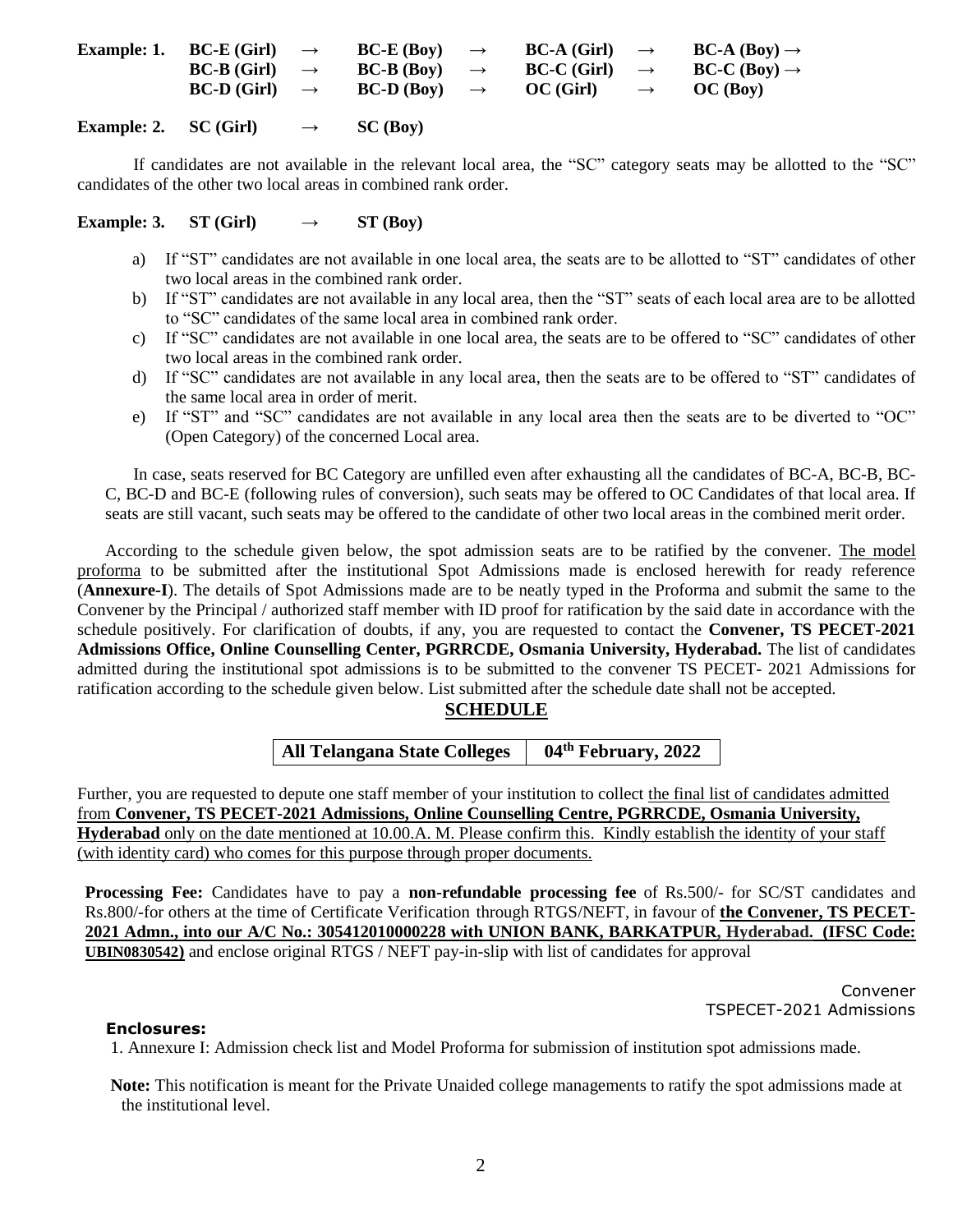**Example: 1.** **BC-E (Girl)** → **BC-E (Boy)** → **BC-A (Girl)** → **BC-A (Boy)** →
**BC-B (Girl)** → **BC-B (Boy)** → **BC-C (Girl)** → **BC-C (Boy)** →
**BC-D (Girl)** → **BC-D (Boy)** → **OC (Girl)** → **OC (Boy)**

**Example: 2.** **SC (Girl)** → **SC (Boy)**

If candidates are not available in the relevant local area, the "SC" category seats may be allotted to the "SC" candidates of the other two local areas in combined rank order.

**Example: 3.** **ST (Girl)** → **ST (Boy)**

a) If "ST" candidates are not available in one local area, the seats are to be allotted to "ST" candidates of other two local areas in the combined rank order.
b) If "ST" candidates are not available in any local area, then the "ST" seats of each local area are to be allotted to "SC" candidates of the same local area in combined rank order.
c) If "SC" candidates are not available in one local area, the seats are to be offered to "SC" candidates of other two local areas in the combined rank order.
d) If "SC" candidates are not available in any local area, then the seats are to be offered to "ST" candidates of the same local area in order of merit.
e) If "ST" and "SC" candidates are not available in any local area then the seats are to be diverted to "OC" (Open Category) of the concerned Local area.

In case, seats reserved for BC Category are unfilled even after exhausting all the candidates of BC-A, BC-B, BC-C, BC-D and BC-E (following rules of conversion), such seats may be offered to OC Candidates of that local area. If seats are still vacant, such seats may be offered to the candidate of other two local areas in the combined merit order.

According to the schedule given below, the spot admission seats are to be ratified by the convener. The model proforma to be submitted after the institutional Spot Admissions made is enclosed herewith for ready reference (**Annexure-I**). The details of Spot Admissions made are to be neatly typed in the Proforma and submit the same to the Convener by the Principal / authorized staff member with ID proof for ratification by the said date in accordance with the schedule positively. For clarification of doubts, if any, you are requested to contact the **Convener, TS PECET-2021 Admissions Office, Online Counselling Center, PGRRCDE, Osmania University, Hyderabad.** The list of candidates admitted during the institutional spot admissions is to be submitted to the convener TS PECET- 2021 Admissions for ratification according to the schedule given below. List submitted after the schedule date shall not be accepted.

## SCHEDULE

| All Telangana State Colleges | 04th February, 2022 |
|---|---|

Further, you are requested to depute one staff member of your institution to collect the final list of candidates admitted from **Convener, TS PECET-2021 Admissions, Online Counselling Centre, PGRRCDE, Osmania University, Hyderabad** only on the date mentioned at 10.00.A. M. Please confirm this. Kindly establish the identity of your staff (with identity card) who comes for this purpose through proper documents.

**Processing Fee:** Candidates have to pay a **non-refundable processing fee** of Rs.500/- for SC/ST candidates and Rs.800/-for others at the time of Certificate Verification through RTGS/NEFT, in favour of **the Convener, TS PECET-2021 Admn., into our A/C No.: 305412010000228 with UNION BANK, BARKATPUR, Hyderabad. (IFSC Code: UBIN0830542)** and enclose original RTGS / NEFT pay-in-slip with list of candidates for approval

Convener
TSPECET-2021 Admissions

**Enclosures:**

1. Annexure I: Admission check list and Model Proforma for submission of institution spot admissions made.

**Note:** This notification is meant for the Private Unaided college managements to ratify the spot admissions made at the institutional level.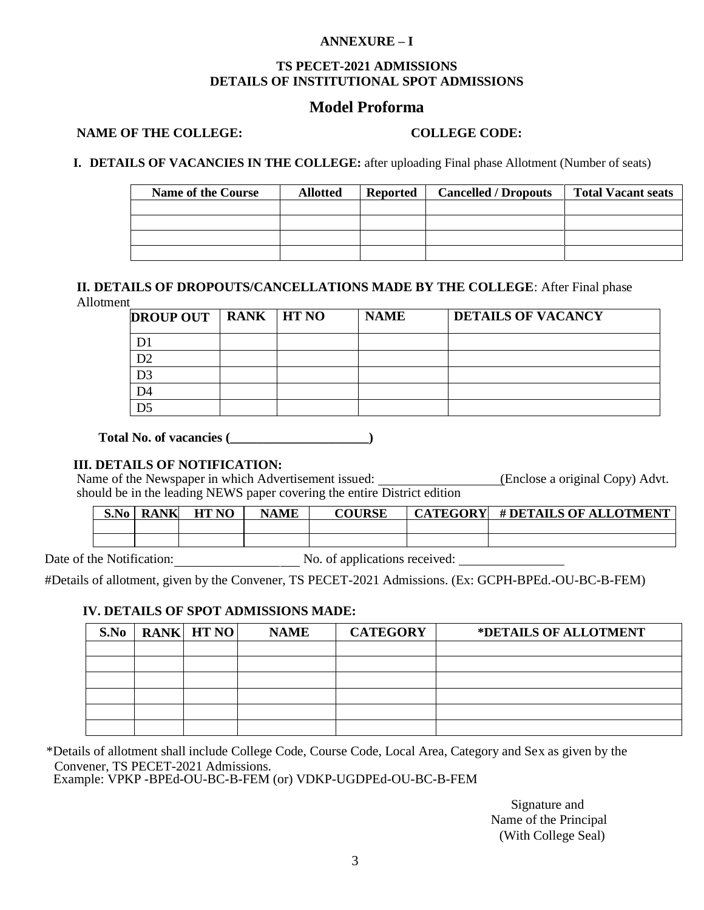**ANNEXURE – I**

**TS PECET-2021 ADMISSIONS**
**DETAILS OF INSTITUTIONAL SPOT ADMISSIONS**

## Model Proforma

**NAME OF THE COLLEGE:** **COLLEGE CODE:**

**I. DETAILS OF VACANCIES IN THE COLLEGE:** after uploading Final phase Allotment (Number of seats)

| Name of the Course | Allotted | Reported | Cancelled / Dropouts | Total Vacant seats |
|---|---|---|---|---|
| | | | | |
| | | | | |
| | | | | |
| | | | | |

**II. DETAILS OF DROPOUTS/CANCELLATIONS MADE BY THE COLLEGE**: After Final phase Allotment

| DROUP OUT | RANK | HT NO | NAME | DETAILS OF VACANCY |
|---|---|---|---|---|
| D1 | | | | |
| D2 | | | | |
| D3 | | | | |
| D4 | | | | |
| D5 | | | | |

**Total No. of vacancies (_____________________)**

**III. DETAILS OF NOTIFICATION:**

Name of the Newspaper in which Advertisement issued: __________________(Enclose a original Copy) Advt. should be in the leading NEWS paper covering the entire District edition

| S.No | RANK | HT NO | NAME | COURSE | CATEGORY | # DETAILS OF ALLOTMENT |
|---|---|---|---|---|---|---|
| | | | | | | |
| | | | | | | |

Date of the Notification: _____________________ No. of applications received: ________________

#Details of allotment, given by the Convener, TS PECET-2021 Admissions. (Ex: GCPH-BPEd.-OU-BC-B-FEM)

**IV. DETAILS OF SPOT ADMISSIONS MADE:**

| S.No | RANK | HT NO | NAME | CATEGORY | *DETAILS OF ALLOTMENT |
|---|---|---|---|---|---|
| | | | | | |
| | | | | | |
| | | | | | |
| | | | | | |
| | | | | | |
| | | | | | |

*Details of allotment shall include College Code, Course Code, Local Area, Category and Sex as given by the Convener, TS PECET-2021 Admissions.
Example: VPKP -BPEd-OU-BC-B-FEM (or) VDKP-UGDPEd-OU-BC-B-FEM

Signature and
Name of the Principal
(With College Seal)